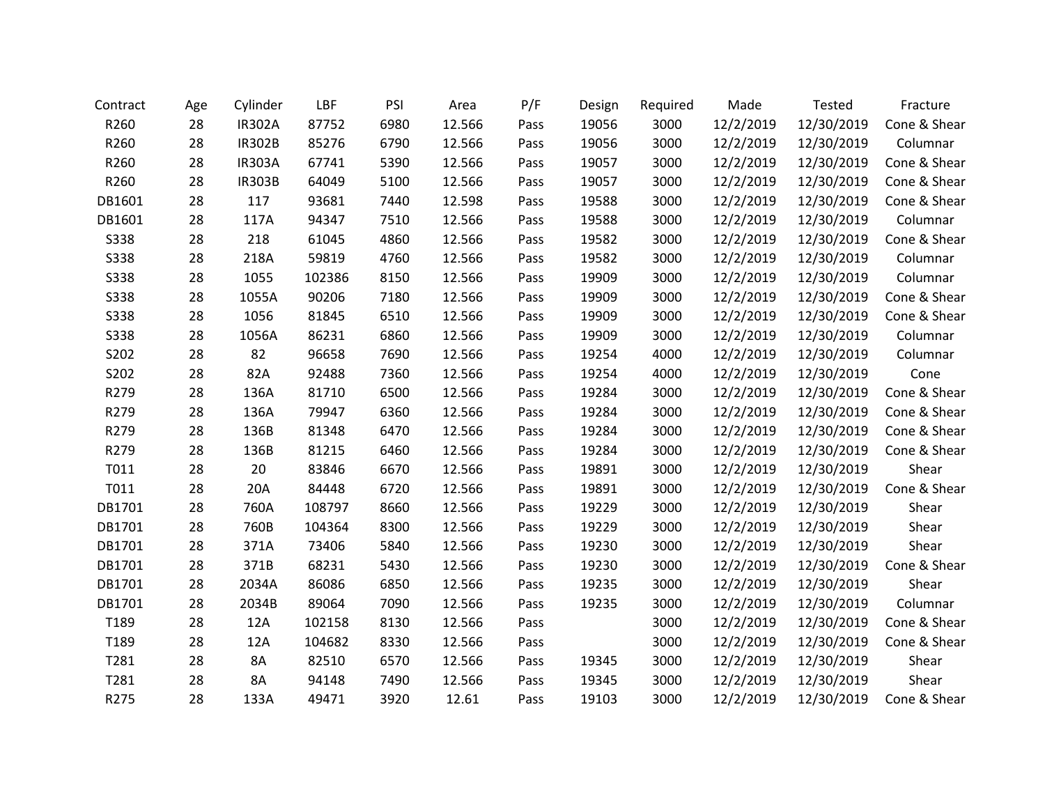| Contract | Age | Cylinder | LBF | PSI | Area | P/F | Design | Required | Made | Tested | Fracture |
|---|---|---|---|---|---|---|---|---|---|---|---|
| R260 | 28 | IR302A | 87752 | 6980 | 12.566 | Pass | 19056 | 3000 | 12/2/2019 | 12/30/2019 | Cone & Shear |
| R260 | 28 | IR302B | 85276 | 6790 | 12.566 | Pass | 19056 | 3000 | 12/2/2019 | 12/30/2019 | Columnar |
| R260 | 28 | IR303A | 67741 | 5390 | 12.566 | Pass | 19057 | 3000 | 12/2/2019 | 12/30/2019 | Cone & Shear |
| R260 | 28 | IR303B | 64049 | 5100 | 12.566 | Pass | 19057 | 3000 | 12/2/2019 | 12/30/2019 | Cone & Shear |
| DB1601 | 28 | 117 | 93681 | 7440 | 12.598 | Pass | 19588 | 3000 | 12/2/2019 | 12/30/2019 | Cone & Shear |
| DB1601 | 28 | 117A | 94347 | 7510 | 12.566 | Pass | 19588 | 3000 | 12/2/2019 | 12/30/2019 | Columnar |
| S338 | 28 | 218 | 61045 | 4860 | 12.566 | Pass | 19582 | 3000 | 12/2/2019 | 12/30/2019 | Cone & Shear |
| S338 | 28 | 218A | 59819 | 4760 | 12.566 | Pass | 19582 | 3000 | 12/2/2019 | 12/30/2019 | Columnar |
| S338 | 28 | 1055 | 102386 | 8150 | 12.566 | Pass | 19909 | 3000 | 12/2/2019 | 12/30/2019 | Columnar |
| S338 | 28 | 1055A | 90206 | 7180 | 12.566 | Pass | 19909 | 3000 | 12/2/2019 | 12/30/2019 | Cone & Shear |
| S338 | 28 | 1056 | 81845 | 6510 | 12.566 | Pass | 19909 | 3000 | 12/2/2019 | 12/30/2019 | Cone & Shear |
| S338 | 28 | 1056A | 86231 | 6860 | 12.566 | Pass | 19909 | 3000 | 12/2/2019 | 12/30/2019 | Columnar |
| S202 | 28 | 82 | 96658 | 7690 | 12.566 | Pass | 19254 | 4000 | 12/2/2019 | 12/30/2019 | Columnar |
| S202 | 28 | 82A | 92488 | 7360 | 12.566 | Pass | 19254 | 4000 | 12/2/2019 | 12/30/2019 | Cone |
| R279 | 28 | 136A | 81710 | 6500 | 12.566 | Pass | 19284 | 3000 | 12/2/2019 | 12/30/2019 | Cone & Shear |
| R279 | 28 | 136A | 79947 | 6360 | 12.566 | Pass | 19284 | 3000 | 12/2/2019 | 12/30/2019 | Cone & Shear |
| R279 | 28 | 136B | 81348 | 6470 | 12.566 | Pass | 19284 | 3000 | 12/2/2019 | 12/30/2019 | Cone & Shear |
| R279 | 28 | 136B | 81215 | 6460 | 12.566 | Pass | 19284 | 3000 | 12/2/2019 | 12/30/2019 | Cone & Shear |
| T011 | 28 | 20 | 83846 | 6670 | 12.566 | Pass | 19891 | 3000 | 12/2/2019 | 12/30/2019 | Shear |
| T011 | 28 | 20A | 84448 | 6720 | 12.566 | Pass | 19891 | 3000 | 12/2/2019 | 12/30/2019 | Cone & Shear |
| DB1701 | 28 | 760A | 108797 | 8660 | 12.566 | Pass | 19229 | 3000 | 12/2/2019 | 12/30/2019 | Shear |
| DB1701 | 28 | 760B | 104364 | 8300 | 12.566 | Pass | 19229 | 3000 | 12/2/2019 | 12/30/2019 | Shear |
| DB1701 | 28 | 371A | 73406 | 5840 | 12.566 | Pass | 19230 | 3000 | 12/2/2019 | 12/30/2019 | Shear |
| DB1701 | 28 | 371B | 68231 | 5430 | 12.566 | Pass | 19230 | 3000 | 12/2/2019 | 12/30/2019 | Cone & Shear |
| DB1701 | 28 | 2034A | 86086 | 6850 | 12.566 | Pass | 19235 | 3000 | 12/2/2019 | 12/30/2019 | Shear |
| DB1701 | 28 | 2034B | 89064 | 7090 | 12.566 | Pass | 19235 | 3000 | 12/2/2019 | 12/30/2019 | Columnar |
| T189 | 28 | 12A | 102158 | 8130 | 12.566 | Pass | | 3000 | 12/2/2019 | 12/30/2019 | Cone & Shear |
| T189 | 28 | 12A | 104682 | 8330 | 12.566 | Pass | | 3000 | 12/2/2019 | 12/30/2019 | Cone & Shear |
| T281 | 28 | 8A | 82510 | 6570 | 12.566 | Pass | 19345 | 3000 | 12/2/2019 | 12/30/2019 | Shear |
| T281 | 28 | 8A | 94148 | 7490 | 12.566 | Pass | 19345 | 3000 | 12/2/2019 | 12/30/2019 | Shear |
| R275 | 28 | 133A | 49471 | 3920 | 12.61 | Pass | 19103 | 3000 | 12/2/2019 | 12/30/2019 | Cone & Shear |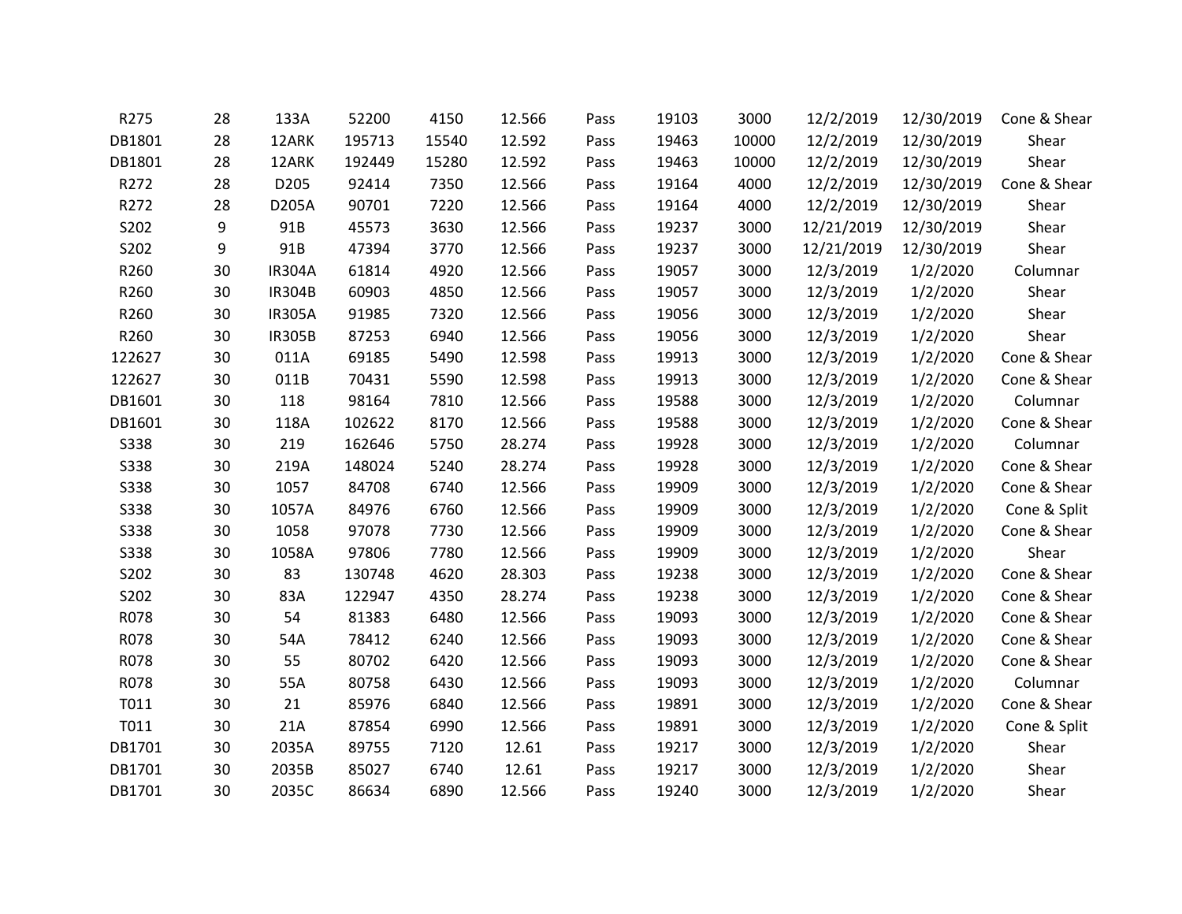| R275 | 28 | 133A | 52200 | 4150 | 12.566 | Pass | 19103 | 3000 | 12/2/2019 | 12/30/2019 | Cone & Shear |
|---|---|---|---|---|---|---|---|---|---|---|---|
| DB1801 | 28 | 12ARK | 195713 | 15540 | 12.592 | Pass | 19463 | 10000 | 12/2/2019 | 12/30/2019 | Shear |
| DB1801 | 28 | 12ARK | 192449 | 15280 | 12.592 | Pass | 19463 | 10000 | 12/2/2019 | 12/30/2019 | Shear |
| R272 | 28 | D205 | 92414 | 7350 | 12.566 | Pass | 19164 | 4000 | 12/2/2019 | 12/30/2019 | Cone & Shear |
| R272 | 28 | D205A | 90701 | 7220 | 12.566 | Pass | 19164 | 4000 | 12/2/2019 | 12/30/2019 | Shear |
| S202 | 9 | 91B | 45573 | 3630 | 12.566 | Pass | 19237 | 3000 | 12/21/2019 | 12/30/2019 | Shear |
| S202 | 9 | 91B | 47394 | 3770 | 12.566 | Pass | 19237 | 3000 | 12/21/2019 | 12/30/2019 | Shear |
| R260 | 30 | IR304A | 61814 | 4920 | 12.566 | Pass | 19057 | 3000 | 12/3/2019 | 1/2/2020 | Columnar |
| R260 | 30 | IR304B | 60903 | 4850 | 12.566 | Pass | 19057 | 3000 | 12/3/2019 | 1/2/2020 | Shear |
| R260 | 30 | IR305A | 91985 | 7320 | 12.566 | Pass | 19056 | 3000 | 12/3/2019 | 1/2/2020 | Shear |
| R260 | 30 | IR305B | 87253 | 6940 | 12.566 | Pass | 19056 | 3000 | 12/3/2019 | 1/2/2020 | Shear |
| 122627 | 30 | 011A | 69185 | 5490 | 12.598 | Pass | 19913 | 3000 | 12/3/2019 | 1/2/2020 | Cone & Shear |
| 122627 | 30 | 011B | 70431 | 5590 | 12.598 | Pass | 19913 | 3000 | 12/3/2019 | 1/2/2020 | Cone & Shear |
| DB1601 | 30 | 118 | 98164 | 7810 | 12.566 | Pass | 19588 | 3000 | 12/3/2019 | 1/2/2020 | Columnar |
| DB1601 | 30 | 118A | 102622 | 8170 | 12.566 | Pass | 19588 | 3000 | 12/3/2019 | 1/2/2020 | Cone & Shear |
| S338 | 30 | 219 | 162646 | 5750 | 28.274 | Pass | 19928 | 3000 | 12/3/2019 | 1/2/2020 | Columnar |
| S338 | 30 | 219A | 148024 | 5240 | 28.274 | Pass | 19928 | 3000 | 12/3/2019 | 1/2/2020 | Cone & Shear |
| S338 | 30 | 1057 | 84708 | 6740 | 12.566 | Pass | 19909 | 3000 | 12/3/2019 | 1/2/2020 | Cone & Shear |
| S338 | 30 | 1057A | 84976 | 6760 | 12.566 | Pass | 19909 | 3000 | 12/3/2019 | 1/2/2020 | Cone & Split |
| S338 | 30 | 1058 | 97078 | 7730 | 12.566 | Pass | 19909 | 3000 | 12/3/2019 | 1/2/2020 | Cone & Shear |
| S338 | 30 | 1058A | 97806 | 7780 | 12.566 | Pass | 19909 | 3000 | 12/3/2019 | 1/2/2020 | Shear |
| S202 | 30 | 83 | 130748 | 4620 | 28.303 | Pass | 19238 | 3000 | 12/3/2019 | 1/2/2020 | Cone & Shear |
| S202 | 30 | 83A | 122947 | 4350 | 28.274 | Pass | 19238 | 3000 | 12/3/2019 | 1/2/2020 | Cone & Shear |
| R078 | 30 | 54 | 81383 | 6480 | 12.566 | Pass | 19093 | 3000 | 12/3/2019 | 1/2/2020 | Cone & Shear |
| R078 | 30 | 54A | 78412 | 6240 | 12.566 | Pass | 19093 | 3000 | 12/3/2019 | 1/2/2020 | Cone & Shear |
| R078 | 30 | 55 | 80702 | 6420 | 12.566 | Pass | 19093 | 3000 | 12/3/2019 | 1/2/2020 | Cone & Shear |
| R078 | 30 | 55A | 80758 | 6430 | 12.566 | Pass | 19093 | 3000 | 12/3/2019 | 1/2/2020 | Columnar |
| T011 | 30 | 21 | 85976 | 6840 | 12.566 | Pass | 19891 | 3000 | 12/3/2019 | 1/2/2020 | Cone & Shear |
| T011 | 30 | 21A | 87854 | 6990 | 12.566 | Pass | 19891 | 3000 | 12/3/2019 | 1/2/2020 | Cone & Split |
| DB1701 | 30 | 2035A | 89755 | 7120 | 12.61 | Pass | 19217 | 3000 | 12/3/2019 | 1/2/2020 | Shear |
| DB1701 | 30 | 2035B | 85027 | 6740 | 12.61 | Pass | 19217 | 3000 | 12/3/2019 | 1/2/2020 | Shear |
| DB1701 | 30 | 2035C | 86634 | 6890 | 12.566 | Pass | 19240 | 3000 | 12/3/2019 | 1/2/2020 | Shear |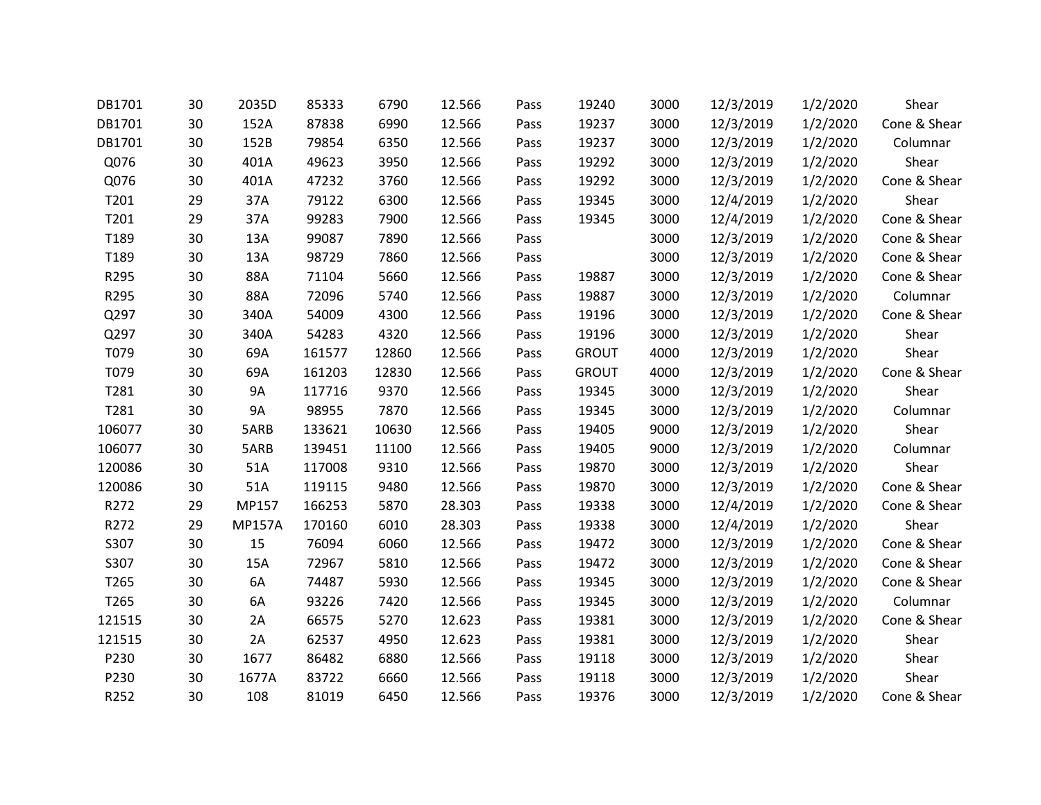| | | | | | | | | | | | |
|---|---|---|---|---|---|---|---|---|---|---|---|
| DB1701 | 30 | 2035D | 85333 | 6790 | 12.566 | Pass | 19240 | 3000 | 12/3/2019 | 1/2/2020 | Shear |
| DB1701 | 30 | 152A | 87838 | 6990 | 12.566 | Pass | 19237 | 3000 | 12/3/2019 | 1/2/2020 | Cone & Shear |
| DB1701 | 30 | 152B | 79854 | 6350 | 12.566 | Pass | 19237 | 3000 | 12/3/2019 | 1/2/2020 | Columnar |
| Q076 | 30 | 401A | 49623 | 3950 | 12.566 | Pass | 19292 | 3000 | 12/3/2019 | 1/2/2020 | Shear |
| Q076 | 30 | 401A | 47232 | 3760 | 12.566 | Pass | 19292 | 3000 | 12/3/2019 | 1/2/2020 | Cone & Shear |
| T201 | 29 | 37A | 79122 | 6300 | 12.566 | Pass | 19345 | 3000 | 12/4/2019 | 1/2/2020 | Shear |
| T201 | 29 | 37A | 99283 | 7900 | 12.566 | Pass | 19345 | 3000 | 12/4/2019 | 1/2/2020 | Cone & Shear |
| T189 | 30 | 13A | 99087 | 7890 | 12.566 | Pass | | 3000 | 12/3/2019 | 1/2/2020 | Cone & Shear |
| T189 | 30 | 13A | 98729 | 7860 | 12.566 | Pass | | 3000 | 12/3/2019 | 1/2/2020 | Cone & Shear |
| R295 | 30 | 88A | 71104 | 5660 | 12.566 | Pass | 19887 | 3000 | 12/3/2019 | 1/2/2020 | Cone & Shear |
| R295 | 30 | 88A | 72096 | 5740 | 12.566 | Pass | 19887 | 3000 | 12/3/2019 | 1/2/2020 | Columnar |
| Q297 | 30 | 340A | 54009 | 4300 | 12.566 | Pass | 19196 | 3000 | 12/3/2019 | 1/2/2020 | Cone & Shear |
| Q297 | 30 | 340A | 54283 | 4320 | 12.566 | Pass | 19196 | 3000 | 12/3/2019 | 1/2/2020 | Shear |
| T079 | 30 | 69A | 161577 | 12860 | 12.566 | Pass | GROUT | 4000 | 12/3/2019 | 1/2/2020 | Shear |
| T079 | 30 | 69A | 161203 | 12830 | 12.566 | Pass | GROUT | 4000 | 12/3/2019 | 1/2/2020 | Cone & Shear |
| T281 | 30 | 9A | 117716 | 9370 | 12.566 | Pass | 19345 | 3000 | 12/3/2019 | 1/2/2020 | Shear |
| T281 | 30 | 9A | 98955 | 7870 | 12.566 | Pass | 19345 | 3000 | 12/3/2019 | 1/2/2020 | Columnar |
| 106077 | 30 | 5ARB | 133621 | 10630 | 12.566 | Pass | 19405 | 9000 | 12/3/2019 | 1/2/2020 | Shear |
| 106077 | 30 | 5ARB | 139451 | 11100 | 12.566 | Pass | 19405 | 9000 | 12/3/2019 | 1/2/2020 | Columnar |
| 120086 | 30 | 51A | 117008 | 9310 | 12.566 | Pass | 19870 | 3000 | 12/3/2019 | 1/2/2020 | Shear |
| 120086 | 30 | 51A | 119115 | 9480 | 12.566 | Pass | 19870 | 3000 | 12/3/2019 | 1/2/2020 | Cone & Shear |
| R272 | 29 | MP157 | 166253 | 5870 | 28.303 | Pass | 19338 | 3000 | 12/4/2019 | 1/2/2020 | Cone & Shear |
| R272 | 29 | MP157A | 170160 | 6010 | 28.303 | Pass | 19338 | 3000 | 12/4/2019 | 1/2/2020 | Shear |
| S307 | 30 | 15 | 76094 | 6060 | 12.566 | Pass | 19472 | 3000 | 12/3/2019 | 1/2/2020 | Cone & Shear |
| S307 | 30 | 15A | 72967 | 5810 | 12.566 | Pass | 19472 | 3000 | 12/3/2019 | 1/2/2020 | Cone & Shear |
| T265 | 30 | 6A | 74487 | 5930 | 12.566 | Pass | 19345 | 3000 | 12/3/2019 | 1/2/2020 | Cone & Shear |
| T265 | 30 | 6A | 93226 | 7420 | 12.566 | Pass | 19345 | 3000 | 12/3/2019 | 1/2/2020 | Columnar |
| 121515 | 30 | 2A | 66575 | 5270 | 12.623 | Pass | 19381 | 3000 | 12/3/2019 | 1/2/2020 | Cone & Shear |
| 121515 | 30 | 2A | 62537 | 4950 | 12.623 | Pass | 19381 | 3000 | 12/3/2019 | 1/2/2020 | Shear |
| P230 | 30 | 1677 | 86482 | 6880 | 12.566 | Pass | 19118 | 3000 | 12/3/2019 | 1/2/2020 | Shear |
| P230 | 30 | 1677A | 83722 | 6660 | 12.566 | Pass | 19118 | 3000 | 12/3/2019 | 1/2/2020 | Shear |
| R252 | 30 | 108 | 81019 | 6450 | 12.566 | Pass | 19376 | 3000 | 12/3/2019 | 1/2/2020 | Cone & Shear |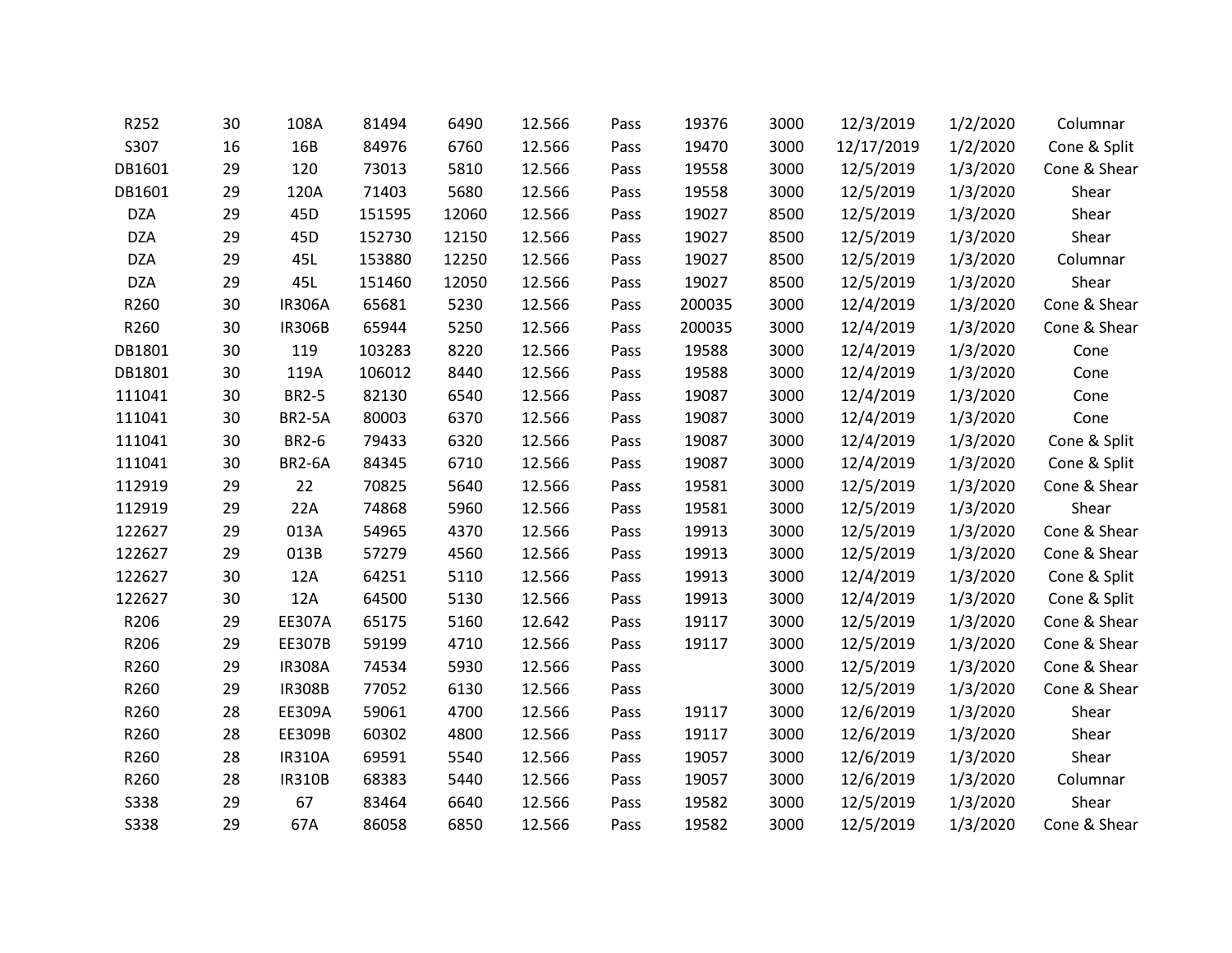| | | | | | | | | | | | |
|---|---|---|---|---|---|---|---|---|---|---|---|
| R252 | 30 | 108A | 81494 | 6490 | 12.566 | Pass | 19376 | 3000 | 12/3/2019 | 1/2/2020 | Columnar |
| S307 | 16 | 16B | 84976 | 6760 | 12.566 | Pass | 19470 | 3000 | 12/17/2019 | 1/2/2020 | Cone & Split |
| DB1601 | 29 | 120 | 73013 | 5810 | 12.566 | Pass | 19558 | 3000 | 12/5/2019 | 1/3/2020 | Cone & Shear |
| DB1601 | 29 | 120A | 71403 | 5680 | 12.566 | Pass | 19558 | 3000 | 12/5/2019 | 1/3/2020 | Shear |
| DZA | 29 | 45D | 151595 | 12060 | 12.566 | Pass | 19027 | 8500 | 12/5/2019 | 1/3/2020 | Shear |
| DZA | 29 | 45D | 152730 | 12150 | 12.566 | Pass | 19027 | 8500 | 12/5/2019 | 1/3/2020 | Shear |
| DZA | 29 | 45L | 153880 | 12250 | 12.566 | Pass | 19027 | 8500 | 12/5/2019 | 1/3/2020 | Columnar |
| DZA | 29 | 45L | 151460 | 12050 | 12.566 | Pass | 19027 | 8500 | 12/5/2019 | 1/3/2020 | Shear |
| R260 | 30 | IR306A | 65681 | 5230 | 12.566 | Pass | 200035 | 3000 | 12/4/2019 | 1/3/2020 | Cone & Shear |
| R260 | 30 | IR306B | 65944 | 5250 | 12.566 | Pass | 200035 | 3000 | 12/4/2019 | 1/3/2020 | Cone & Shear |
| DB1801 | 30 | 119 | 103283 | 8220 | 12.566 | Pass | 19588 | 3000 | 12/4/2019 | 1/3/2020 | Cone |
| DB1801 | 30 | 119A | 106012 | 8440 | 12.566 | Pass | 19588 | 3000 | 12/4/2019 | 1/3/2020 | Cone |
| 111041 | 30 | BR2-5 | 82130 | 6540 | 12.566 | Pass | 19087 | 3000 | 12/4/2019 | 1/3/2020 | Cone |
| 111041 | 30 | BR2-5A | 80003 | 6370 | 12.566 | Pass | 19087 | 3000 | 12/4/2019 | 1/3/2020 | Cone |
| 111041 | 30 | BR2-6 | 79433 | 6320 | 12.566 | Pass | 19087 | 3000 | 12/4/2019 | 1/3/2020 | Cone & Split |
| 111041 | 30 | BR2-6A | 84345 | 6710 | 12.566 | Pass | 19087 | 3000 | 12/4/2019 | 1/3/2020 | Cone & Split |
| 112919 | 29 | 22 | 70825 | 5640 | 12.566 | Pass | 19581 | 3000 | 12/5/2019 | 1/3/2020 | Cone & Shear |
| 112919 | 29 | 22A | 74868 | 5960 | 12.566 | Pass | 19581 | 3000 | 12/5/2019 | 1/3/2020 | Shear |
| 122627 | 29 | 013A | 54965 | 4370 | 12.566 | Pass | 19913 | 3000 | 12/5/2019 | 1/3/2020 | Cone & Shear |
| 122627 | 29 | 013B | 57279 | 4560 | 12.566 | Pass | 19913 | 3000 | 12/5/2019 | 1/3/2020 | Cone & Shear |
| 122627 | 30 | 12A | 64251 | 5110 | 12.566 | Pass | 19913 | 3000 | 12/4/2019 | 1/3/2020 | Cone & Split |
| 122627 | 30 | 12A | 64500 | 5130 | 12.566 | Pass | 19913 | 3000 | 12/4/2019 | 1/3/2020 | Cone & Split |
| R206 | 29 | EE307A | 65175 | 5160 | 12.642 | Pass | 19117 | 3000 | 12/5/2019 | 1/3/2020 | Cone & Shear |
| R206 | 29 | EE307B | 59199 | 4710 | 12.566 | Pass | 19117 | 3000 | 12/5/2019 | 1/3/2020 | Cone & Shear |
| R260 | 29 | IR308A | 74534 | 5930 | 12.566 | Pass | | 3000 | 12/5/2019 | 1/3/2020 | Cone & Shear |
| R260 | 29 | IR308B | 77052 | 6130 | 12.566 | Pass | | 3000 | 12/5/2019 | 1/3/2020 | Cone & Shear |
| R260 | 28 | EE309A | 59061 | 4700 | 12.566 | Pass | 19117 | 3000 | 12/6/2019 | 1/3/2020 | Shear |
| R260 | 28 | EE309B | 60302 | 4800 | 12.566 | Pass | 19117 | 3000 | 12/6/2019 | 1/3/2020 | Shear |
| R260 | 28 | IR310A | 69591 | 5540 | 12.566 | Pass | 19057 | 3000 | 12/6/2019 | 1/3/2020 | Shear |
| R260 | 28 | IR310B | 68383 | 5440 | 12.566 | Pass | 19057 | 3000 | 12/6/2019 | 1/3/2020 | Columnar |
| S338 | 29 | 67 | 83464 | 6640 | 12.566 | Pass | 19582 | 3000 | 12/5/2019 | 1/3/2020 | Shear |
| S338 | 29 | 67A | 86058 | 6850 | 12.566 | Pass | 19582 | 3000 | 12/5/2019 | 1/3/2020 | Cone & Shear |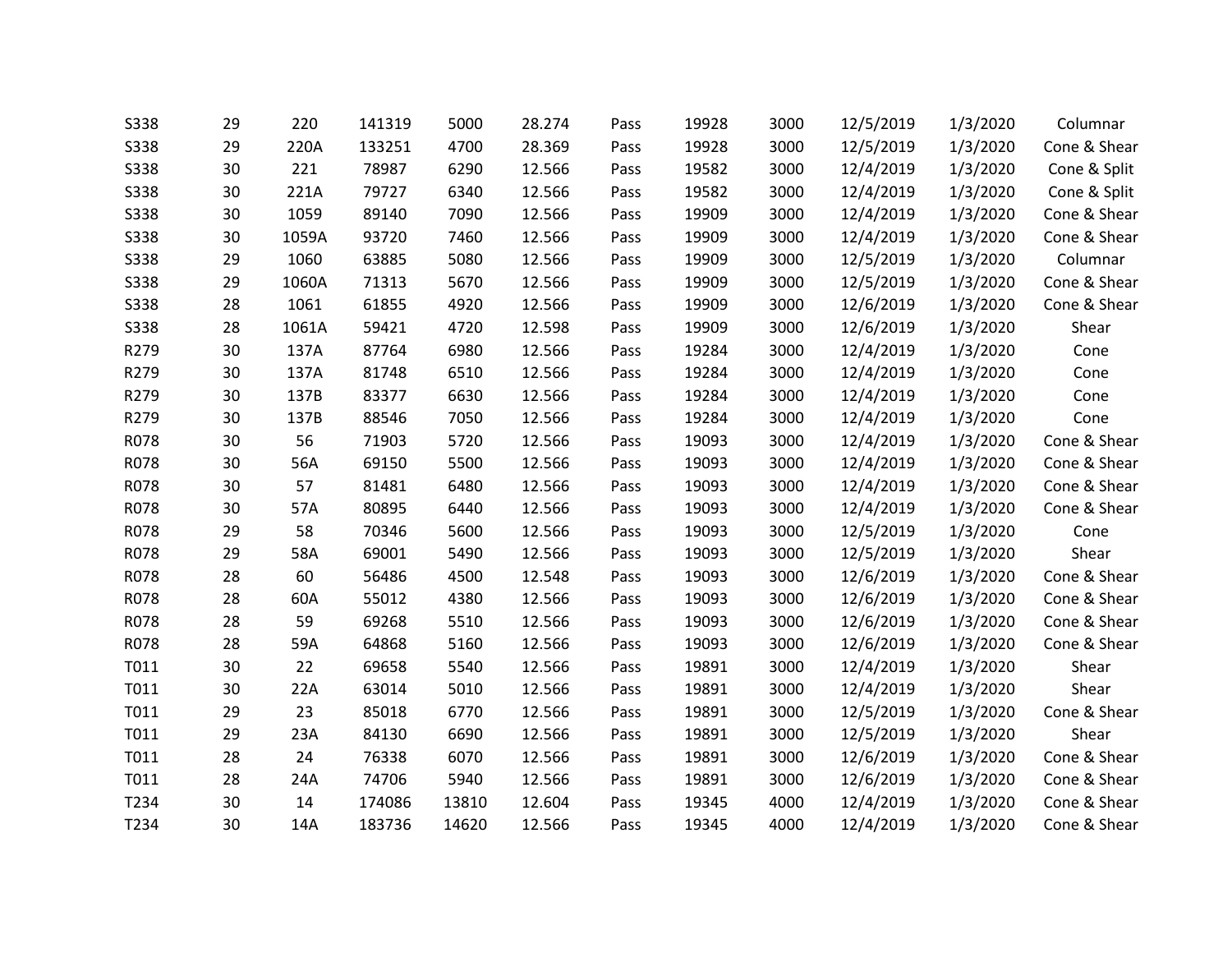| | | | | | | | | | | | |
|---|---|---|---|---|---|---|---|---|---|---|---|
| S338 | 29 | 220 | 141319 | 5000 | 28.274 | Pass | 19928 | 3000 | 12/5/2019 | 1/3/2020 | Columnar |
| S338 | 29 | 220A | 133251 | 4700 | 28.369 | Pass | 19928 | 3000 | 12/5/2019 | 1/3/2020 | Cone & Shear |
| S338 | 30 | 221 | 78987 | 6290 | 12.566 | Pass | 19582 | 3000 | 12/4/2019 | 1/3/2020 | Cone & Split |
| S338 | 30 | 221A | 79727 | 6340 | 12.566 | Pass | 19582 | 3000 | 12/4/2019 | 1/3/2020 | Cone & Split |
| S338 | 30 | 1059 | 89140 | 7090 | 12.566 | Pass | 19909 | 3000 | 12/4/2019 | 1/3/2020 | Cone & Shear |
| S338 | 30 | 1059A | 93720 | 7460 | 12.566 | Pass | 19909 | 3000 | 12/4/2019 | 1/3/2020 | Cone & Shear |
| S338 | 29 | 1060 | 63885 | 5080 | 12.566 | Pass | 19909 | 3000 | 12/5/2019 | 1/3/2020 | Columnar |
| S338 | 29 | 1060A | 71313 | 5670 | 12.566 | Pass | 19909 | 3000 | 12/5/2019 | 1/3/2020 | Cone & Shear |
| S338 | 28 | 1061 | 61855 | 4920 | 12.566 | Pass | 19909 | 3000 | 12/6/2019 | 1/3/2020 | Cone & Shear |
| S338 | 28 | 1061A | 59421 | 4720 | 12.598 | Pass | 19909 | 3000 | 12/6/2019 | 1/3/2020 | Shear |
| R279 | 30 | 137A | 87764 | 6980 | 12.566 | Pass | 19284 | 3000 | 12/4/2019 | 1/3/2020 | Cone |
| R279 | 30 | 137A | 81748 | 6510 | 12.566 | Pass | 19284 | 3000 | 12/4/2019 | 1/3/2020 | Cone |
| R279 | 30 | 137B | 83377 | 6630 | 12.566 | Pass | 19284 | 3000 | 12/4/2019 | 1/3/2020 | Cone |
| R279 | 30 | 137B | 88546 | 7050 | 12.566 | Pass | 19284 | 3000 | 12/4/2019 | 1/3/2020 | Cone |
| R078 | 30 | 56 | 71903 | 5720 | 12.566 | Pass | 19093 | 3000 | 12/4/2019 | 1/3/2020 | Cone & Shear |
| R078 | 30 | 56A | 69150 | 5500 | 12.566 | Pass | 19093 | 3000 | 12/4/2019 | 1/3/2020 | Cone & Shear |
| R078 | 30 | 57 | 81481 | 6480 | 12.566 | Pass | 19093 | 3000 | 12/4/2019 | 1/3/2020 | Cone & Shear |
| R078 | 30 | 57A | 80895 | 6440 | 12.566 | Pass | 19093 | 3000 | 12/4/2019 | 1/3/2020 | Cone & Shear |
| R078 | 29 | 58 | 70346 | 5600 | 12.566 | Pass | 19093 | 3000 | 12/5/2019 | 1/3/2020 | Cone |
| R078 | 29 | 58A | 69001 | 5490 | 12.566 | Pass | 19093 | 3000 | 12/5/2019 | 1/3/2020 | Shear |
| R078 | 28 | 60 | 56486 | 4500 | 12.548 | Pass | 19093 | 3000 | 12/6/2019 | 1/3/2020 | Cone & Shear |
| R078 | 28 | 60A | 55012 | 4380 | 12.566 | Pass | 19093 | 3000 | 12/6/2019 | 1/3/2020 | Cone & Shear |
| R078 | 28 | 59 | 69268 | 5510 | 12.566 | Pass | 19093 | 3000 | 12/6/2019 | 1/3/2020 | Cone & Shear |
| R078 | 28 | 59A | 64868 | 5160 | 12.566 | Pass | 19093 | 3000 | 12/6/2019 | 1/3/2020 | Cone & Shear |
| T011 | 30 | 22 | 69658 | 5540 | 12.566 | Pass | 19891 | 3000 | 12/4/2019 | 1/3/2020 | Shear |
| T011 | 30 | 22A | 63014 | 5010 | 12.566 | Pass | 19891 | 3000 | 12/4/2019 | 1/3/2020 | Shear |
| T011 | 29 | 23 | 85018 | 6770 | 12.566 | Pass | 19891 | 3000 | 12/5/2019 | 1/3/2020 | Cone & Shear |
| T011 | 29 | 23A | 84130 | 6690 | 12.566 | Pass | 19891 | 3000 | 12/5/2019 | 1/3/2020 | Shear |
| T011 | 28 | 24 | 76338 | 6070 | 12.566 | Pass | 19891 | 3000 | 12/6/2019 | 1/3/2020 | Cone & Shear |
| T011 | 28 | 24A | 74706 | 5940 | 12.566 | Pass | 19891 | 3000 | 12/6/2019 | 1/3/2020 | Cone & Shear |
| T234 | 30 | 14 | 174086 | 13810 | 12.604 | Pass | 19345 | 4000 | 12/4/2019 | 1/3/2020 | Cone & Shear |
| T234 | 30 | 14A | 183736 | 14620 | 12.566 | Pass | 19345 | 4000 | 12/4/2019 | 1/3/2020 | Cone & Shear |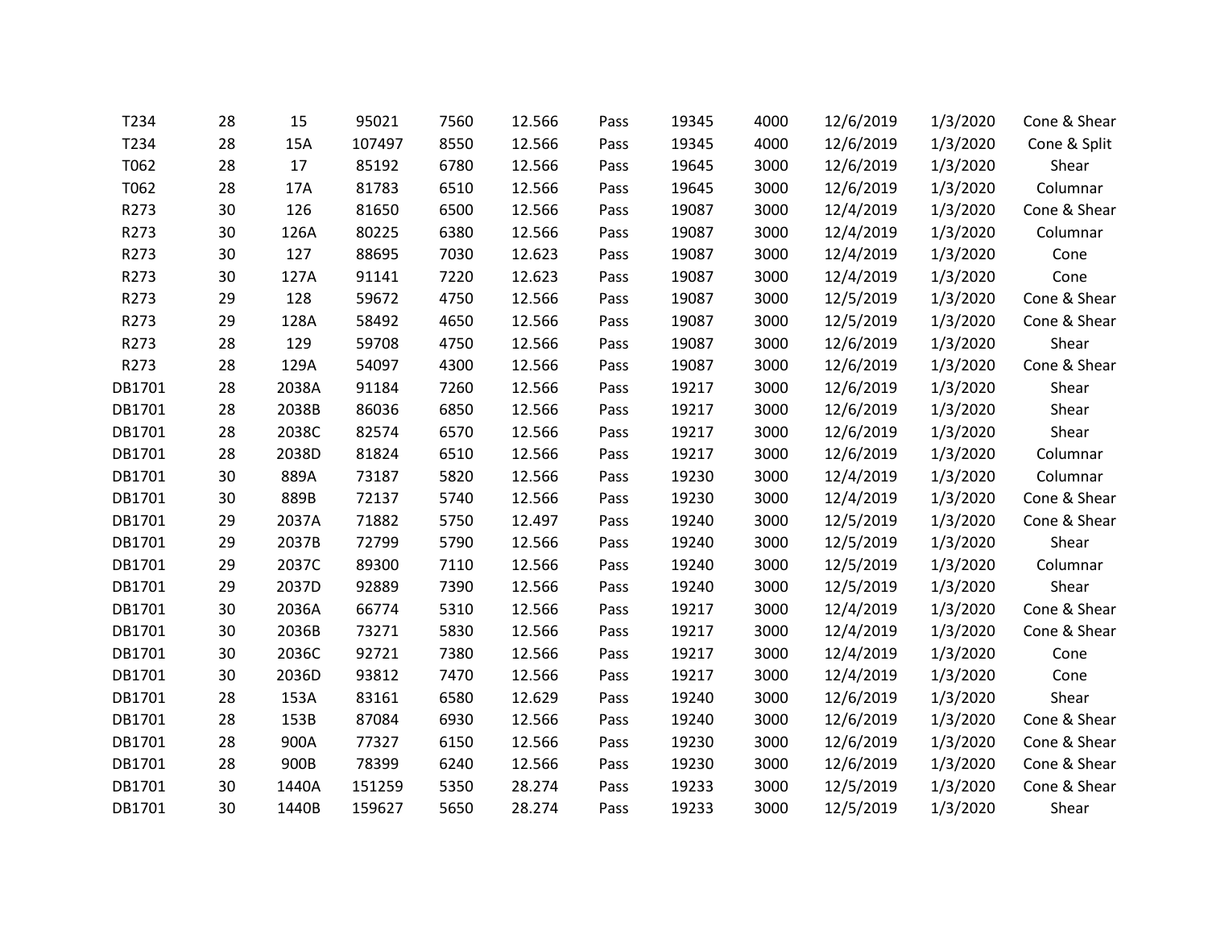| | | | | | | | | | | | |
|---|---|---|---|---|---|---|---|---|---|---|---|
| T234 | 28 | 15 | 95021 | 7560 | 12.566 | Pass | 19345 | 4000 | 12/6/2019 | 1/3/2020 | Cone & Shear |
| T234 | 28 | 15A | 107497 | 8550 | 12.566 | Pass | 19345 | 4000 | 12/6/2019 | 1/3/2020 | Cone & Split |
| T062 | 28 | 17 | 85192 | 6780 | 12.566 | Pass | 19645 | 3000 | 12/6/2019 | 1/3/2020 | Shear |
| T062 | 28 | 17A | 81783 | 6510 | 12.566 | Pass | 19645 | 3000 | 12/6/2019 | 1/3/2020 | Columnar |
| R273 | 30 | 126 | 81650 | 6500 | 12.566 | Pass | 19087 | 3000 | 12/4/2019 | 1/3/2020 | Cone & Shear |
| R273 | 30 | 126A | 80225 | 6380 | 12.566 | Pass | 19087 | 3000 | 12/4/2019 | 1/3/2020 | Columnar |
| R273 | 30 | 127 | 88695 | 7030 | 12.623 | Pass | 19087 | 3000 | 12/4/2019 | 1/3/2020 | Cone |
| R273 | 30 | 127A | 91141 | 7220 | 12.623 | Pass | 19087 | 3000 | 12/4/2019 | 1/3/2020 | Cone |
| R273 | 29 | 128 | 59672 | 4750 | 12.566 | Pass | 19087 | 3000 | 12/5/2019 | 1/3/2020 | Cone & Shear |
| R273 | 29 | 128A | 58492 | 4650 | 12.566 | Pass | 19087 | 3000 | 12/5/2019 | 1/3/2020 | Cone & Shear |
| R273 | 28 | 129 | 59708 | 4750 | 12.566 | Pass | 19087 | 3000 | 12/6/2019 | 1/3/2020 | Shear |
| R273 | 28 | 129A | 54097 | 4300 | 12.566 | Pass | 19087 | 3000 | 12/6/2019 | 1/3/2020 | Cone & Shear |
| DB1701 | 28 | 2038A | 91184 | 7260 | 12.566 | Pass | 19217 | 3000 | 12/6/2019 | 1/3/2020 | Shear |
| DB1701 | 28 | 2038B | 86036 | 6850 | 12.566 | Pass | 19217 | 3000 | 12/6/2019 | 1/3/2020 | Shear |
| DB1701 | 28 | 2038C | 82574 | 6570 | 12.566 | Pass | 19217 | 3000 | 12/6/2019 | 1/3/2020 | Shear |
| DB1701 | 28 | 2038D | 81824 | 6510 | 12.566 | Pass | 19217 | 3000 | 12/6/2019 | 1/3/2020 | Columnar |
| DB1701 | 30 | 889A | 73187 | 5820 | 12.566 | Pass | 19230 | 3000 | 12/4/2019 | 1/3/2020 | Columnar |
| DB1701 | 30 | 889B | 72137 | 5740 | 12.566 | Pass | 19230 | 3000 | 12/4/2019 | 1/3/2020 | Cone & Shear |
| DB1701 | 29 | 2037A | 71882 | 5750 | 12.497 | Pass | 19240 | 3000 | 12/5/2019 | 1/3/2020 | Cone & Shear |
| DB1701 | 29 | 2037B | 72799 | 5790 | 12.566 | Pass | 19240 | 3000 | 12/5/2019 | 1/3/2020 | Shear |
| DB1701 | 29 | 2037C | 89300 | 7110 | 12.566 | Pass | 19240 | 3000 | 12/5/2019 | 1/3/2020 | Columnar |
| DB1701 | 29 | 2037D | 92889 | 7390 | 12.566 | Pass | 19240 | 3000 | 12/5/2019 | 1/3/2020 | Shear |
| DB1701 | 30 | 2036A | 66774 | 5310 | 12.566 | Pass | 19217 | 3000 | 12/4/2019 | 1/3/2020 | Cone & Shear |
| DB1701 | 30 | 2036B | 73271 | 5830 | 12.566 | Pass | 19217 | 3000 | 12/4/2019 | 1/3/2020 | Cone & Shear |
| DB1701 | 30 | 2036C | 92721 | 7380 | 12.566 | Pass | 19217 | 3000 | 12/4/2019 | 1/3/2020 | Cone |
| DB1701 | 30 | 2036D | 93812 | 7470 | 12.566 | Pass | 19217 | 3000 | 12/4/2019 | 1/3/2020 | Cone |
| DB1701 | 28 | 153A | 83161 | 6580 | 12.629 | Pass | 19240 | 3000 | 12/6/2019 | 1/3/2020 | Shear |
| DB1701 | 28 | 153B | 87084 | 6930 | 12.566 | Pass | 19240 | 3000 | 12/6/2019 | 1/3/2020 | Cone & Shear |
| DB1701 | 28 | 900A | 77327 | 6150 | 12.566 | Pass | 19230 | 3000 | 12/6/2019 | 1/3/2020 | Cone & Shear |
| DB1701 | 28 | 900B | 78399 | 6240 | 12.566 | Pass | 19230 | 3000 | 12/6/2019 | 1/3/2020 | Cone & Shear |
| DB1701 | 30 | 1440A | 151259 | 5350 | 28.274 | Pass | 19233 | 3000 | 12/5/2019 | 1/3/2020 | Cone & Shear |
| DB1701 | 30 | 1440B | 159627 | 5650 | 28.274 | Pass | 19233 | 3000 | 12/5/2019 | 1/3/2020 | Shear |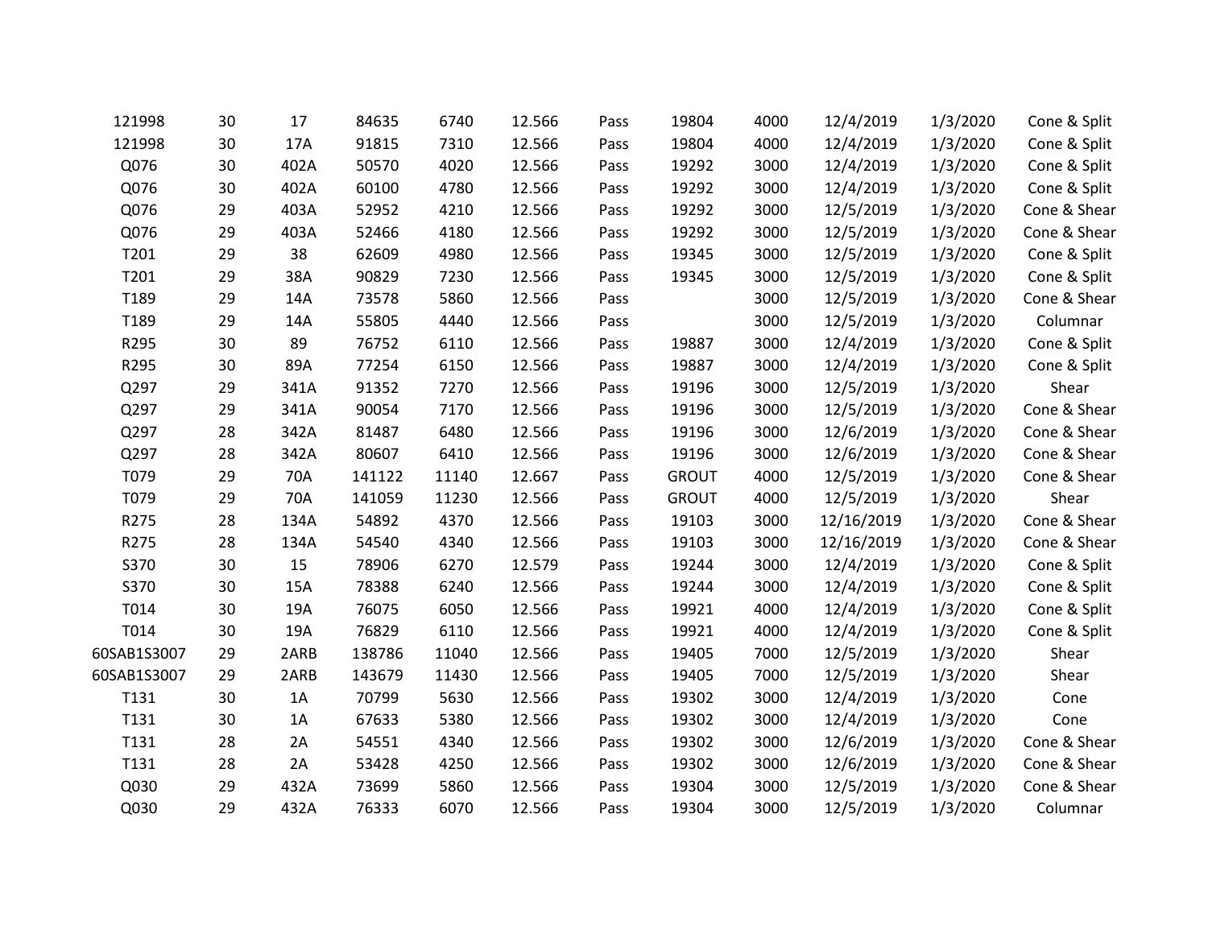| | | | | | | | | | | | |
|---|---|---|---|---|---|---|---|---|---|---|---|
| 121998 | 30 | 17 | 84635 | 6740 | 12.566 | Pass | 19804 | 4000 | 12/4/2019 | 1/3/2020 | Cone & Split |
| 121998 | 30 | 17A | 91815 | 7310 | 12.566 | Pass | 19804 | 4000 | 12/4/2019 | 1/3/2020 | Cone & Split |
| Q076 | 30 | 402A | 50570 | 4020 | 12.566 | Pass | 19292 | 3000 | 12/4/2019 | 1/3/2020 | Cone & Split |
| Q076 | 30 | 402A | 60100 | 4780 | 12.566 | Pass | 19292 | 3000 | 12/4/2019 | 1/3/2020 | Cone & Split |
| Q076 | 29 | 403A | 52952 | 4210 | 12.566 | Pass | 19292 | 3000 | 12/5/2019 | 1/3/2020 | Cone & Shear |
| Q076 | 29 | 403A | 52466 | 4180 | 12.566 | Pass | 19292 | 3000 | 12/5/2019 | 1/3/2020 | Cone & Shear |
| T201 | 29 | 38 | 62609 | 4980 | 12.566 | Pass | 19345 | 3000 | 12/5/2019 | 1/3/2020 | Cone & Split |
| T201 | 29 | 38A | 90829 | 7230 | 12.566 | Pass | 19345 | 3000 | 12/5/2019 | 1/3/2020 | Cone & Split |
| T189 | 29 | 14A | 73578 | 5860 | 12.566 | Pass | | 3000 | 12/5/2019 | 1/3/2020 | Cone & Shear |
| T189 | 29 | 14A | 55805 | 4440 | 12.566 | Pass | | 3000 | 12/5/2019 | 1/3/2020 | Columnar |
| R295 | 30 | 89 | 76752 | 6110 | 12.566 | Pass | 19887 | 3000 | 12/4/2019 | 1/3/2020 | Cone & Split |
| R295 | 30 | 89A | 77254 | 6150 | 12.566 | Pass | 19887 | 3000 | 12/4/2019 | 1/3/2020 | Cone & Split |
| Q297 | 29 | 341A | 91352 | 7270 | 12.566 | Pass | 19196 | 3000 | 12/5/2019 | 1/3/2020 | Shear |
| Q297 | 29 | 341A | 90054 | 7170 | 12.566 | Pass | 19196 | 3000 | 12/5/2019 | 1/3/2020 | Cone & Shear |
| Q297 | 28 | 342A | 81487 | 6480 | 12.566 | Pass | 19196 | 3000 | 12/6/2019 | 1/3/2020 | Cone & Shear |
| Q297 | 28 | 342A | 80607 | 6410 | 12.566 | Pass | 19196 | 3000 | 12/6/2019 | 1/3/2020 | Cone & Shear |
| T079 | 29 | 70A | 141122 | 11140 | 12.667 | Pass | GROUT | 4000 | 12/5/2019 | 1/3/2020 | Cone & Shear |
| T079 | 29 | 70A | 141059 | 11230 | 12.566 | Pass | GROUT | 4000 | 12/5/2019 | 1/3/2020 | Shear |
| R275 | 28 | 134A | 54892 | 4370 | 12.566 | Pass | 19103 | 3000 | 12/16/2019 | 1/3/2020 | Cone & Shear |
| R275 | 28 | 134A | 54540 | 4340 | 12.566 | Pass | 19103 | 3000 | 12/16/2019 | 1/3/2020 | Cone & Shear |
| S370 | 30 | 15 | 78906 | 6270 | 12.579 | Pass | 19244 | 3000 | 12/4/2019 | 1/3/2020 | Cone & Split |
| S370 | 30 | 15A | 78388 | 6240 | 12.566 | Pass | 19244 | 3000 | 12/4/2019 | 1/3/2020 | Cone & Split |
| T014 | 30 | 19A | 76075 | 6050 | 12.566 | Pass | 19921 | 4000 | 12/4/2019 | 1/3/2020 | Cone & Split |
| T014 | 30 | 19A | 76829 | 6110 | 12.566 | Pass | 19921 | 4000 | 12/4/2019 | 1/3/2020 | Cone & Split |
| 60SAB1S3007 | 29 | 2ARB | 138786 | 11040 | 12.566 | Pass | 19405 | 7000 | 12/5/2019 | 1/3/2020 | Shear |
| 60SAB1S3007 | 29 | 2ARB | 143679 | 11430 | 12.566 | Pass | 19405 | 7000 | 12/5/2019 | 1/3/2020 | Shear |
| T131 | 30 | 1A | 70799 | 5630 | 12.566 | Pass | 19302 | 3000 | 12/4/2019 | 1/3/2020 | Cone |
| T131 | 30 | 1A | 67633 | 5380 | 12.566 | Pass | 19302 | 3000 | 12/4/2019 | 1/3/2020 | Cone |
| T131 | 28 | 2A | 54551 | 4340 | 12.566 | Pass | 19302 | 3000 | 12/6/2019 | 1/3/2020 | Cone & Shear |
| T131 | 28 | 2A | 53428 | 4250 | 12.566 | Pass | 19302 | 3000 | 12/6/2019 | 1/3/2020 | Cone & Shear |
| Q030 | 29 | 432A | 73699 | 5860 | 12.566 | Pass | 19304 | 3000 | 12/5/2019 | 1/3/2020 | Cone & Shear |
| Q030 | 29 | 432A | 76333 | 6070 | 12.566 | Pass | 19304 | 3000 | 12/5/2019 | 1/3/2020 | Columnar |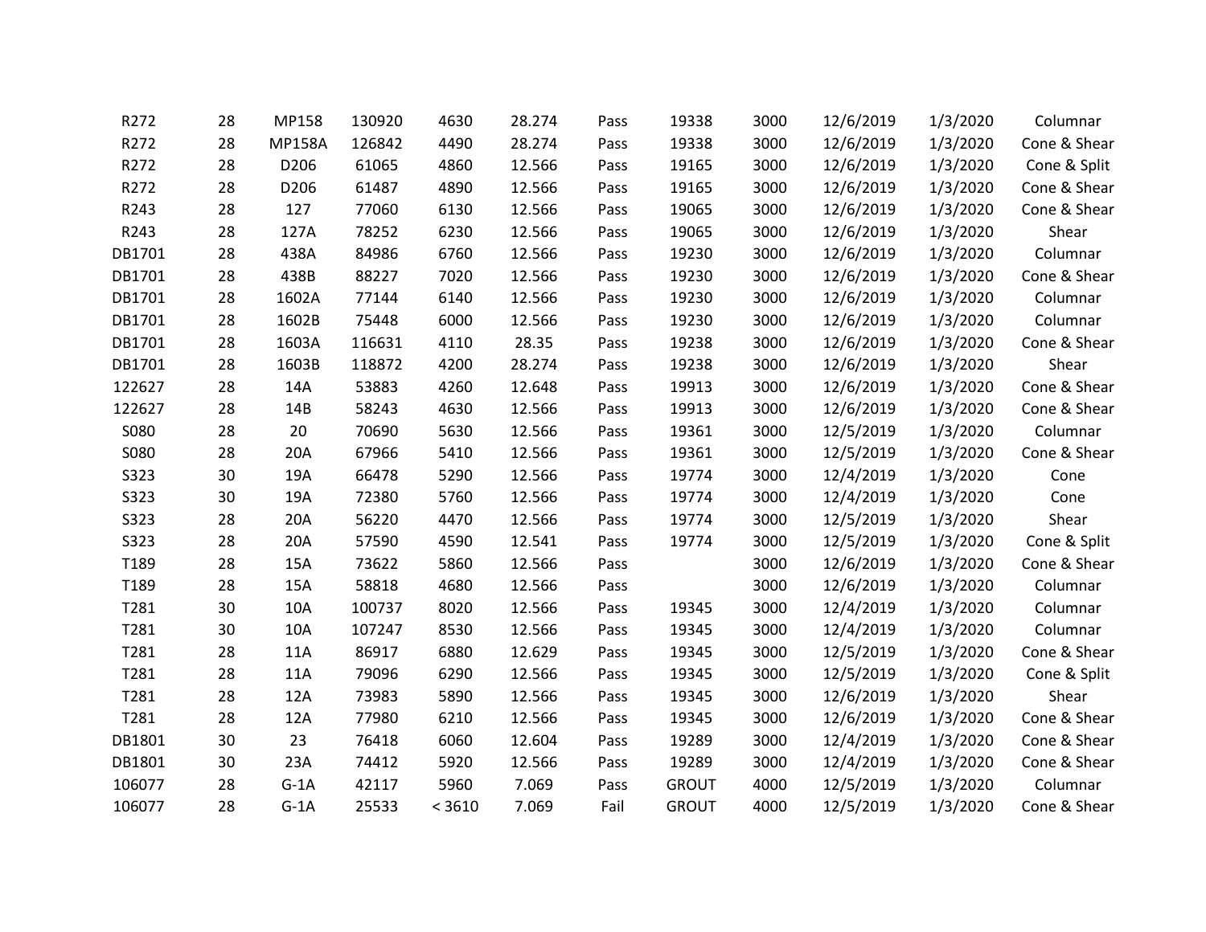| | | | | | | | | | | | |
|---|---|---|---|---|---|---|---|---|---|---|---|
| R272 | 28 | MP158 | 130920 | 4630 | 28.274 | Pass | 19338 | 3000 | 12/6/2019 | 1/3/2020 | Columnar |
| R272 | 28 | MP158A | 126842 | 4490 | 28.274 | Pass | 19338 | 3000 | 12/6/2019 | 1/3/2020 | Cone & Shear |
| R272 | 28 | D206 | 61065 | 4860 | 12.566 | Pass | 19165 | 3000 | 12/6/2019 | 1/3/2020 | Cone & Split |
| R272 | 28 | D206 | 61487 | 4890 | 12.566 | Pass | 19165 | 3000 | 12/6/2019 | 1/3/2020 | Cone & Shear |
| R243 | 28 | 127 | 77060 | 6130 | 12.566 | Pass | 19065 | 3000 | 12/6/2019 | 1/3/2020 | Cone & Shear |
| R243 | 28 | 127A | 78252 | 6230 | 12.566 | Pass | 19065 | 3000 | 12/6/2019 | 1/3/2020 | Shear |
| DB1701 | 28 | 438A | 84986 | 6760 | 12.566 | Pass | 19230 | 3000 | 12/6/2019 | 1/3/2020 | Columnar |
| DB1701 | 28 | 438B | 88227 | 7020 | 12.566 | Pass | 19230 | 3000 | 12/6/2019 | 1/3/2020 | Cone & Shear |
| DB1701 | 28 | 1602A | 77144 | 6140 | 12.566 | Pass | 19230 | 3000 | 12/6/2019 | 1/3/2020 | Columnar |
| DB1701 | 28 | 1602B | 75448 | 6000 | 12.566 | Pass | 19230 | 3000 | 12/6/2019 | 1/3/2020 | Columnar |
| DB1701 | 28 | 1603A | 116631 | 4110 | 28.35 | Pass | 19238 | 3000 | 12/6/2019 | 1/3/2020 | Cone & Shear |
| DB1701 | 28 | 1603B | 118872 | 4200 | 28.274 | Pass | 19238 | 3000 | 12/6/2019 | 1/3/2020 | Shear |
| 122627 | 28 | 14A | 53883 | 4260 | 12.648 | Pass | 19913 | 3000 | 12/6/2019 | 1/3/2020 | Cone & Shear |
| 122627 | 28 | 14B | 58243 | 4630 | 12.566 | Pass | 19913 | 3000 | 12/6/2019 | 1/3/2020 | Cone & Shear |
| S080 | 28 | 20 | 70690 | 5630 | 12.566 | Pass | 19361 | 3000 | 12/5/2019 | 1/3/2020 | Columnar |
| S080 | 28 | 20A | 67966 | 5410 | 12.566 | Pass | 19361 | 3000 | 12/5/2019 | 1/3/2020 | Cone & Shear |
| S323 | 30 | 19A | 66478 | 5290 | 12.566 | Pass | 19774 | 3000 | 12/4/2019 | 1/3/2020 | Cone |
| S323 | 30 | 19A | 72380 | 5760 | 12.566 | Pass | 19774 | 3000 | 12/4/2019 | 1/3/2020 | Cone |
| S323 | 28 | 20A | 56220 | 4470 | 12.566 | Pass | 19774 | 3000 | 12/5/2019 | 1/3/2020 | Shear |
| S323 | 28 | 20A | 57590 | 4590 | 12.541 | Pass | 19774 | 3000 | 12/5/2019 | 1/3/2020 | Cone & Split |
| T189 | 28 | 15A | 73622 | 5860 | 12.566 | Pass | | 3000 | 12/6/2019 | 1/3/2020 | Cone & Shear |
| T189 | 28 | 15A | 58818 | 4680 | 12.566 | Pass | | 3000 | 12/6/2019 | 1/3/2020 | Columnar |
| T281 | 30 | 10A | 100737 | 8020 | 12.566 | Pass | 19345 | 3000 | 12/4/2019 | 1/3/2020 | Columnar |
| T281 | 30 | 10A | 107247 | 8530 | 12.566 | Pass | 19345 | 3000 | 12/4/2019 | 1/3/2020 | Columnar |
| T281 | 28 | 11A | 86917 | 6880 | 12.629 | Pass | 19345 | 3000 | 12/5/2019 | 1/3/2020 | Cone & Shear |
| T281 | 28 | 11A | 79096 | 6290 | 12.566 | Pass | 19345 | 3000 | 12/5/2019 | 1/3/2020 | Cone & Split |
| T281 | 28 | 12A | 73983 | 5890 | 12.566 | Pass | 19345 | 3000 | 12/6/2019 | 1/3/2020 | Shear |
| T281 | 28 | 12A | 77980 | 6210 | 12.566 | Pass | 19345 | 3000 | 12/6/2019 | 1/3/2020 | Cone & Shear |
| DB1801 | 30 | 23 | 76418 | 6060 | 12.604 | Pass | 19289 | 3000 | 12/4/2019 | 1/3/2020 | Cone & Shear |
| DB1801 | 30 | 23A | 74412 | 5920 | 12.566 | Pass | 19289 | 3000 | 12/4/2019 | 1/3/2020 | Cone & Shear |
| 106077 | 28 | G-1A | 42117 | 5960 | 7.069 | Pass | GROUT | 4000 | 12/5/2019 | 1/3/2020 | Columnar |
| 106077 | 28 | G-1A | 25533 | < 3610 | 7.069 | Fail | GROUT | 4000 | 12/5/2019 | 1/3/2020 | Cone & Shear |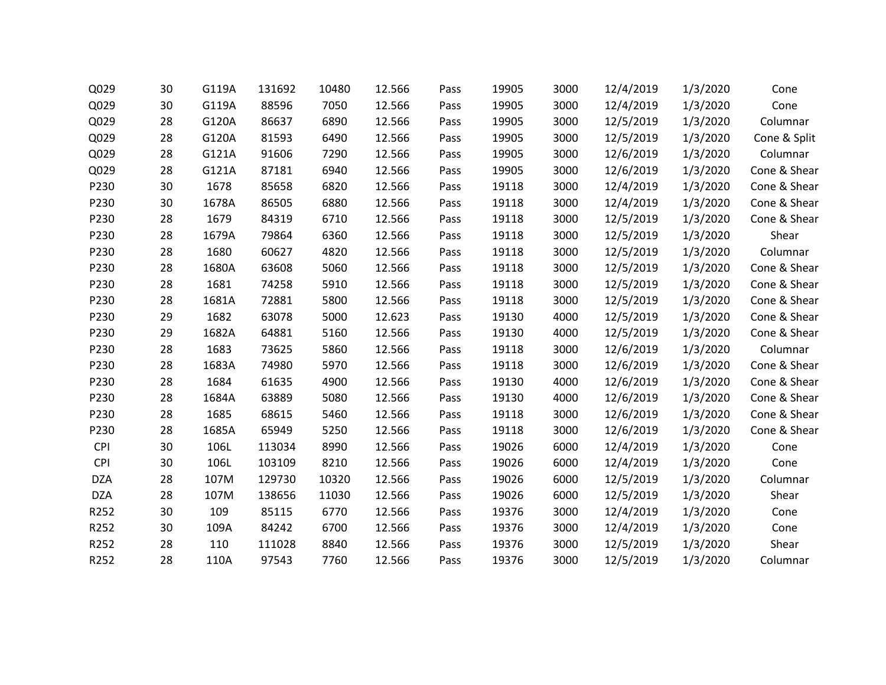| | | | | | | | | | | | |
|---|---|---|---|---|---|---|---|---|---|---|---|
| Q029 | 30 | G119A | 131692 | 10480 | 12.566 | Pass | 19905 | 3000 | 12/4/2019 | 1/3/2020 | Cone |
| Q029 | 30 | G119A | 88596 | 7050 | 12.566 | Pass | 19905 | 3000 | 12/4/2019 | 1/3/2020 | Cone |
| Q029 | 28 | G120A | 86637 | 6890 | 12.566 | Pass | 19905 | 3000 | 12/5/2019 | 1/3/2020 | Columnar |
| Q029 | 28 | G120A | 81593 | 6490 | 12.566 | Pass | 19905 | 3000 | 12/5/2019 | 1/3/2020 | Cone & Split |
| Q029 | 28 | G121A | 91606 | 7290 | 12.566 | Pass | 19905 | 3000 | 12/6/2019 | 1/3/2020 | Columnar |
| Q029 | 28 | G121A | 87181 | 6940 | 12.566 | Pass | 19905 | 3000 | 12/6/2019 | 1/3/2020 | Cone & Shear |
| P230 | 30 | 1678 | 85658 | 6820 | 12.566 | Pass | 19118 | 3000 | 12/4/2019 | 1/3/2020 | Cone & Shear |
| P230 | 30 | 1678A | 86505 | 6880 | 12.566 | Pass | 19118 | 3000 | 12/4/2019 | 1/3/2020 | Cone & Shear |
| P230 | 28 | 1679 | 84319 | 6710 | 12.566 | Pass | 19118 | 3000 | 12/5/2019 | 1/3/2020 | Cone & Shear |
| P230 | 28 | 1679A | 79864 | 6360 | 12.566 | Pass | 19118 | 3000 | 12/5/2019 | 1/3/2020 | Shear |
| P230 | 28 | 1680 | 60627 | 4820 | 12.566 | Pass | 19118 | 3000 | 12/5/2019 | 1/3/2020 | Columnar |
| P230 | 28 | 1680A | 63608 | 5060 | 12.566 | Pass | 19118 | 3000 | 12/5/2019 | 1/3/2020 | Cone & Shear |
| P230 | 28 | 1681 | 74258 | 5910 | 12.566 | Pass | 19118 | 3000 | 12/5/2019 | 1/3/2020 | Cone & Shear |
| P230 | 28 | 1681A | 72881 | 5800 | 12.566 | Pass | 19118 | 3000 | 12/5/2019 | 1/3/2020 | Cone & Shear |
| P230 | 29 | 1682 | 63078 | 5000 | 12.623 | Pass | 19130 | 4000 | 12/5/2019 | 1/3/2020 | Cone & Shear |
| P230 | 29 | 1682A | 64881 | 5160 | 12.566 | Pass | 19130 | 4000 | 12/5/2019 | 1/3/2020 | Cone & Shear |
| P230 | 28 | 1683 | 73625 | 5860 | 12.566 | Pass | 19118 | 3000 | 12/6/2019 | 1/3/2020 | Columnar |
| P230 | 28 | 1683A | 74980 | 5970 | 12.566 | Pass | 19118 | 3000 | 12/6/2019 | 1/3/2020 | Cone & Shear |
| P230 | 28 | 1684 | 61635 | 4900 | 12.566 | Pass | 19130 | 4000 | 12/6/2019 | 1/3/2020 | Cone & Shear |
| P230 | 28 | 1684A | 63889 | 5080 | 12.566 | Pass | 19130 | 4000 | 12/6/2019 | 1/3/2020 | Cone & Shear |
| P230 | 28 | 1685 | 68615 | 5460 | 12.566 | Pass | 19118 | 3000 | 12/6/2019 | 1/3/2020 | Cone & Shear |
| P230 | 28 | 1685A | 65949 | 5250 | 12.566 | Pass | 19118 | 3000 | 12/6/2019 | 1/3/2020 | Cone & Shear |
| CPI | 30 | 106L | 113034 | 8990 | 12.566 | Pass | 19026 | 6000 | 12/4/2019 | 1/3/2020 | Cone |
| CPI | 30 | 106L | 103109 | 8210 | 12.566 | Pass | 19026 | 6000 | 12/4/2019 | 1/3/2020 | Cone |
| DZA | 28 | 107M | 129730 | 10320 | 12.566 | Pass | 19026 | 6000 | 12/5/2019 | 1/3/2020 | Columnar |
| DZA | 28 | 107M | 138656 | 11030 | 12.566 | Pass | 19026 | 6000 | 12/5/2019 | 1/3/2020 | Shear |
| R252 | 30 | 109 | 85115 | 6770 | 12.566 | Pass | 19376 | 3000 | 12/4/2019 | 1/3/2020 | Cone |
| R252 | 30 | 109A | 84242 | 6700 | 12.566 | Pass | 19376 | 3000 | 12/4/2019 | 1/3/2020 | Cone |
| R252 | 28 | 110 | 111028 | 8840 | 12.566 | Pass | 19376 | 3000 | 12/5/2019 | 1/3/2020 | Shear |
| R252 | 28 | 110A | 97543 | 7760 | 12.566 | Pass | 19376 | 3000 | 12/5/2019 | 1/3/2020 | Columnar |